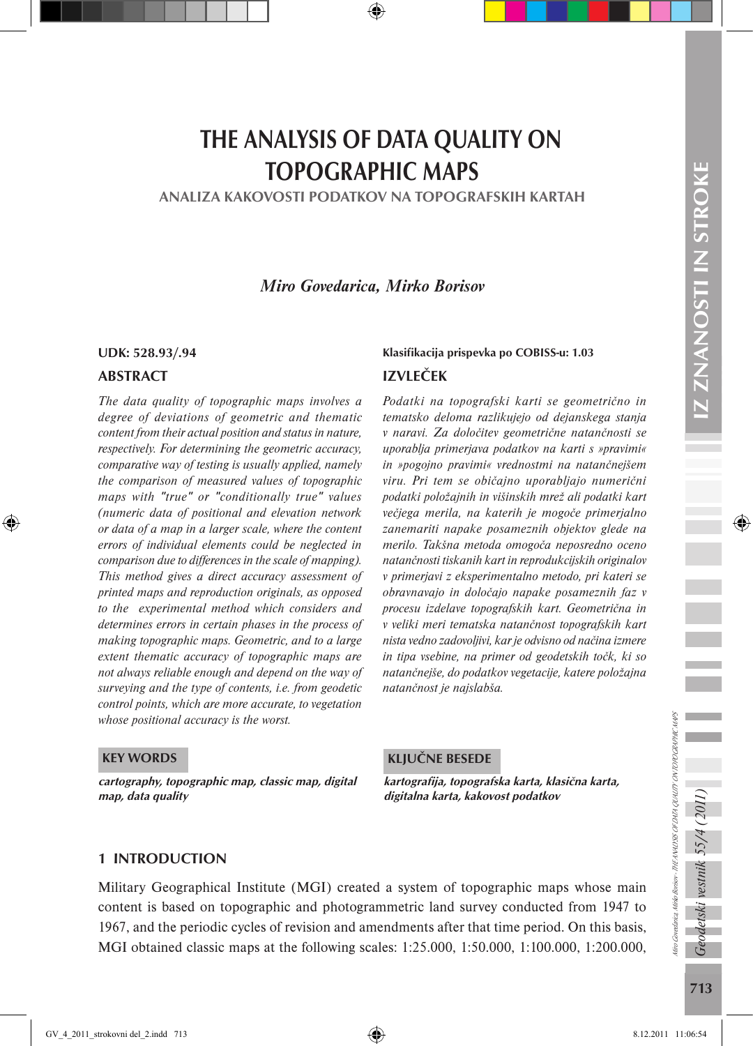# THE ANALYSIS OF DATA QUALITY ON TOPOGRAPHIC MAPS

## ANALIZA KAKOVOSTI PODATKOV NA TOPOGRAFSKIH KARTAH

*Miro Govedarica, Mirko Borisov*

**UDK: 528.93/.94**

**Klasifikacija prispevka po COBISS-u: 1.03**

### ABSTRACT

*The data quality of topographic maps involves a degree of deviations of geometric and thematic content from their actual position and status in nature, respectively. For determining the geometric accuracy, comparative way of testing is usually applied, namely the comparison of measured values of topographic maps with "true" or "conditionally true" values (numeric data of positional and elevation network or data of a map in a larger scale, where the content errors of individual elements could be neglected in comparison due to differences in the scale of mapping). This method gives a direct accuracy assessment of printed maps and reproduction originals, as opposed to the experimental method which considers and determines errors in certain phases in the process of making topographic maps. Geometric, and to a large extent thematic accuracy of topographic maps are not always reliable enough and depend on the way of surveying and the type of contents, i.e. from geodetic control points, which are more accurate, to vegetation whose positional accuracy is the worst.*

### IZVLEČEK

*Podatki na topografski karti se geometrično in tematsko deloma razlikujejo od dejanskega stanja v naravi. Za določitev geometrične natančnosti se uporablja primerjava podatkov na karti s »pravimi« in »pogojno pravimi« vrednostmi na natančnejšem viru. Pri tem se običajno uporabljajo numerični podatki položajnih in višinskih mrež ali podatki kart večjega merila, na katerih je mogoče primerjalno zanemariti napake posameznih objektov glede na merilo. Takšna metoda omogoča neposredno oceno natančnosti tiskanih kart in reprodukcijskih originalov v primerjavi z eksperimentalno metodo, pri kateri se obravnavajo in določajo napake posameznih faz v procesu izdelave topografskih kart. Geometrična in v veliki meri tematska natančnost topografskih kart nista vedno zadovoljivi, kar je odvisno od načina izmere in tipa vsebine, na primer od geodetskih točk, ki so natančnejše, do podatkov vegetacije, katere položajna natančnost je najslabša.*

**KEY WORDS**

***cartography, topographic map, classic map, digital map, data quality***

**KLJUČNE BESEDE**

***kartografija, topografska karta, klasična karta, digitalna karta, kakovost podatkov***

## 1 INTRODUCTION

Military Geographical Institute (MGI) created a system of topographic maps whose main content is based on topographic and photogrammetric land survey conducted from 1947 to 1967, and the periodic cycles of revision and amendments after that time period. On this basis, MGI obtained classic maps at the following scales: 1:25.000, 1:50.000, 1:100.000, 1:200.000,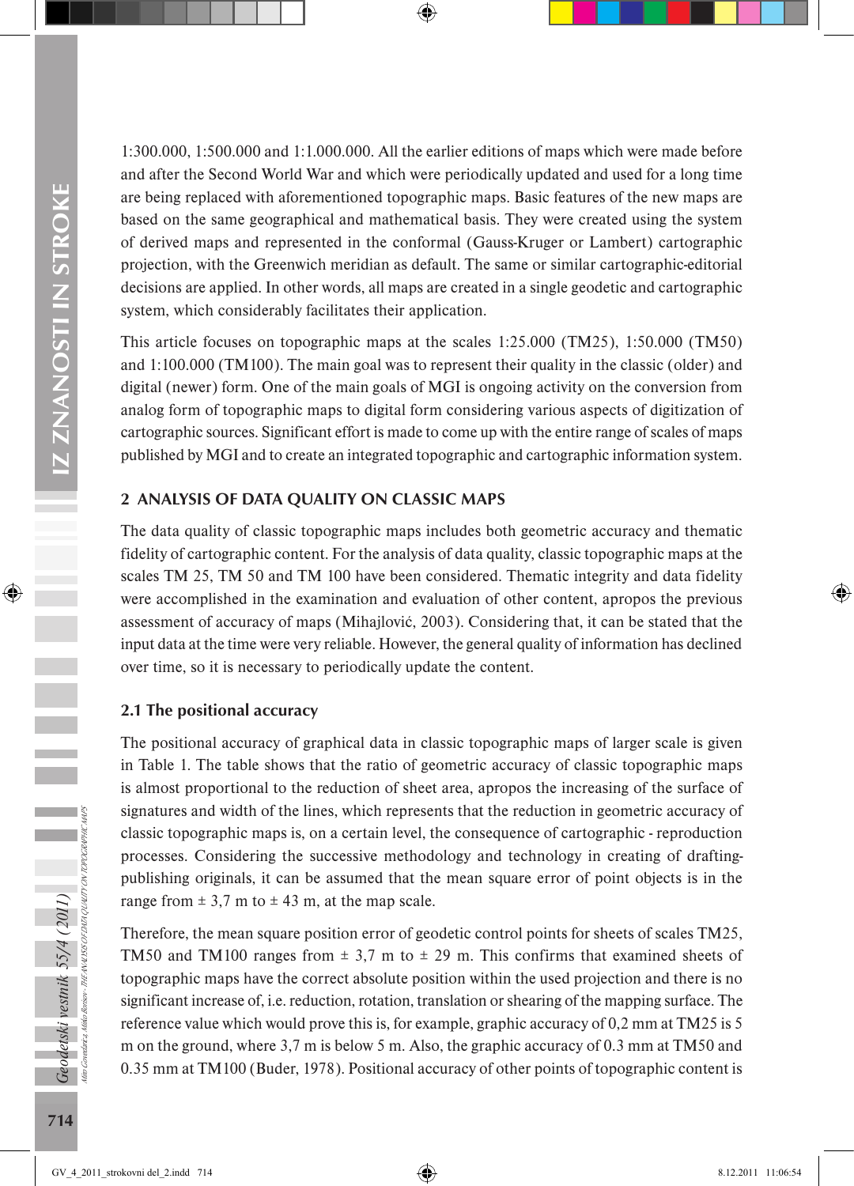1:300.000, 1:500.000 and 1:1.000.000. All the earlier editions of maps which were made before and after the Second World War and which were periodically updated and used for a long time are being replaced with aforementioned topographic maps. Basic features of the new maps are based on the same geographical and mathematical basis. They were created using the system of derived maps and represented in the conformal (Gauss-Kruger or Lambert) cartographic projection, with the Greenwich meridian as default. The same or similar cartographic-editorial decisions are applied. In other words, all maps are created in a single geodetic and cartographic system, which considerably facilitates their application.

This article focuses on topographic maps at the scales 1:25.000 (TM25), 1:50.000 (TM50) and 1:100.000 (TM100). The main goal was to represent their quality in the classic (older) and digital (newer) form. One of the main goals of MGI is ongoing activity on the conversion from analog form of topographic maps to digital form considering various aspects of digitization of cartographic sources. Significant effort is made to come up with the entire range of scales of maps published by MGI and to create an integrated topographic and cartographic information system.

## 2 ANALYSIS OF DATA QUALITY ON CLASSIC MAPS

The data quality of classic topographic maps includes both geometric accuracy and thematic fidelity of cartographic content. For the analysis of data quality, classic topographic maps at the scales TM 25, TM 50 and TM 100 have been considered. Thematic integrity and data fidelity were accomplished in the examination and evaluation of other content, apropos the previous assessment of accuracy of maps (Mihajlović, 2003). Considering that, it can be stated that the input data at the time were very reliable. However, the general quality of information has declined over time, so it is necessary to periodically update the content.

### 2.1 The positional accuracy

The positional accuracy of graphical data in classic topographic maps of larger scale is given in Table 1. The table shows that the ratio of geometric accuracy of classic topographic maps is almost proportional to the reduction of sheet area, apropos the increasing of the surface of signatures and width of the lines, which represents that the reduction in geometric accuracy of classic topographic maps is, on a certain level, the consequence of cartographic - reproduction processes. Considering the successive methodology and technology in creating of drafting-publishing originals, it can be assumed that the mean square error of point objects is in the range from ± 3,7 m to ± 43 m, at the map scale.

Therefore, the mean square position error of geodetic control points for sheets of scales TM25, TM50 and TM100 ranges from ± 3,7 m to ± 29 m. This confirms that examined sheets of topographic maps have the correct absolute position within the used projection and there is no significant increase of, i.e. reduction, rotation, translation or shearing of the mapping surface. The reference value which would prove this is, for example, graphic accuracy of 0,2 mm at TM25 is 5 m on the ground, where 3,7 m is below 5 m. Also, the graphic accuracy of 0.3 mm at TM50 and 0.35 mm at TM100 (Buder, 1978). Positional accuracy of other points of topographic content is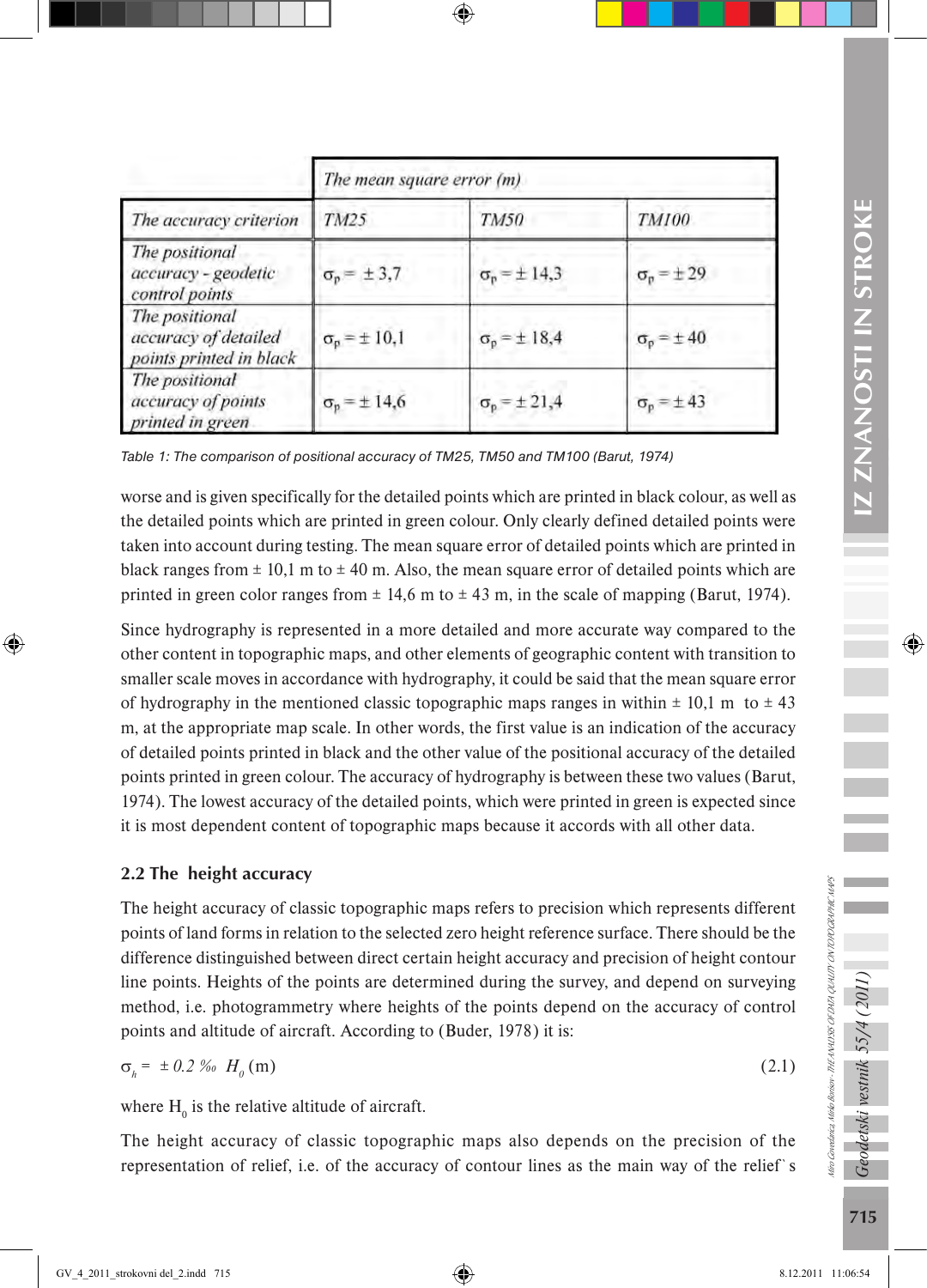| | The mean square error (m) | | |
|---|---|---|---|
| The accuracy criterion | TM25 | TM50 | TM100 |
| The positional accuracy - geodetic control points | $\sigma_p = \pm 3{,}7$ | $\sigma_p = \pm 14{,}3$ | $\sigma_p = \pm 29$ |
| The positional accuracy of detailed points printed in black | $\sigma_p = \pm 10{,}1$ | $\sigma_p = \pm 18{,}4$ | $\sigma_p = \pm 40$ |
| The positional accuracy of points printed in green | $\sigma_p = \pm 14{,}6$ | $\sigma_p = \pm 21{,}4$ | $\sigma_p = \pm 43$ |

*Table 1: The comparison of positional accuracy of TM25, TM50 and TM100 (Barut, 1974)*

worse and is given specifically for the detailed points which are printed in black colour, as well as the detailed points which are printed in green colour. Only clearly defined detailed points were taken into account during testing. The mean square error of detailed points which are printed in black ranges from ± 10,1 m to ± 40 m. Also, the mean square error of detailed points which are printed in green color ranges from ± 14,6 m to ± 43 m, in the scale of mapping (Barut, 1974).

Since hydrography is represented in a more detailed and more accurate way compared to the other content in topographic maps, and other elements of geographic content with transition to smaller scale moves in accordance with hydrography, it could be said that the mean square error of hydrography in the mentioned classic topographic maps ranges in within ± 10,1 m to ± 43 m, at the appropriate map scale. In other words, the first value is an indication of the accuracy of detailed points printed in black and the other value of the positional accuracy of the detailed points printed in green colour. The accuracy of hydrography is between these two values (Barut, 1974). The lowest accuracy of the detailed points, which were printed in green is expected since it is most dependent content of topographic maps because it accords with all other data.

### 2.2 The height accuracy

The height accuracy of classic topographic maps refers to precision which represents different points of land forms in relation to the selected zero height reference surface. There should be the difference distinguished between direct certain height accuracy and precision of height contour line points. Heights of the points are determined during the survey, and depend on surveying method, i.e. photogrammetry where heights of the points depend on the accuracy of control points and altitude of aircraft. According to (Buder, 1978) it is:

$$\sigma_h = \pm 0.2 ‰ \; H_0 \text{ (m)} \tag{2.1}$$

where $H_0$ is the relative altitude of aircraft.

The height accuracy of classic topographic maps also depends on the precision of the representation of relief, i.e. of the accuracy of contour lines as the main way of the relief`s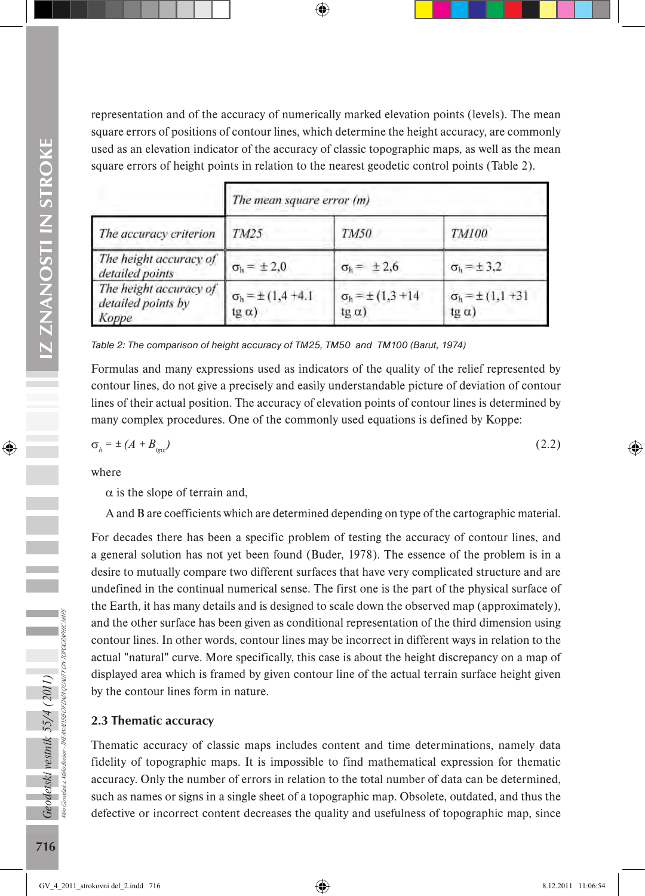representation and of the accuracy of numerically marked elevation points (levels). The mean square errors of positions of contour lines, which determine the height accuracy, are commonly used as an elevation indicator of the accuracy of classic topographic maps, as well as the mean square errors of height points in relation to the nearest geodetic control points (Table 2).

| | *The mean square error (m)* | | |
|---|---|---|---|
| *The accuracy criterion* | *TM25* | *TM50* | *TM100* |
| *The height accuracy of detailed points* | $\sigma_h = \pm 2{,}0$ | $\sigma_h = \pm 2{,}6$ | $\sigma_h = \pm 3{,}2$ |
| *The height accuracy of detailed points by Koppe* | $\sigma_h = \pm (1{,}4 + 4.1 \text{ tg } \alpha)$ | $\sigma_h = \pm (1{,}3 + 14 \text{ tg } \alpha)$ | $\sigma_h = \pm (1{,}1 + 31 \text{ tg } \alpha)$ |

*Table 2: The comparison of height accuracy of TM25, TM50 and TM100 (Barut, 1974)*

Formulas and many expressions used as indicators of the quality of the relief represented by contour lines, do not give a precisely and easily understandable picture of deviation of contour lines of their actual position. The accuracy of elevation points of contour lines is determined by many complex procedures. One of the commonly used equations is defined by Koppe:

$$\sigma_h = \pm (A + B_{tg\alpha}) \tag{2.2}$$

where

$\alpha$ is the slope of terrain and,

A and B are coefficients which are determined depending on type of the cartographic material.

For decades there has been a specific problem of testing the accuracy of contour lines, and a general solution has not yet been found (Buder, 1978). The essence of the problem is in a desire to mutually compare two different surfaces that have very complicated structure and are undefined in the continual numerical sense. The first one is the part of the physical surface of the Earth, it has many details and is designed to scale down the observed map (approximately), and the other surface has been given as conditional representation of the third dimension using contour lines. In other words, contour lines may be incorrect in different ways in relation to the actual "natural" curve. More specifically, this case is about the height discrepancy on a map of displayed area which is framed by given contour line of the actual terrain surface height given by the contour lines form in nature.

### 2.3 Thematic accuracy

Thematic accuracy of classic maps includes content and time determinations, namely data fidelity of topographic maps. It is impossible to find mathematical expression for thematic accuracy. Only the number of errors in relation to the total number of data can be determined, such as names or signs in a single sheet of a topographic map. Obsolete, outdated, and thus the defective or incorrect content decreases the quality and usefulness of topographic map, since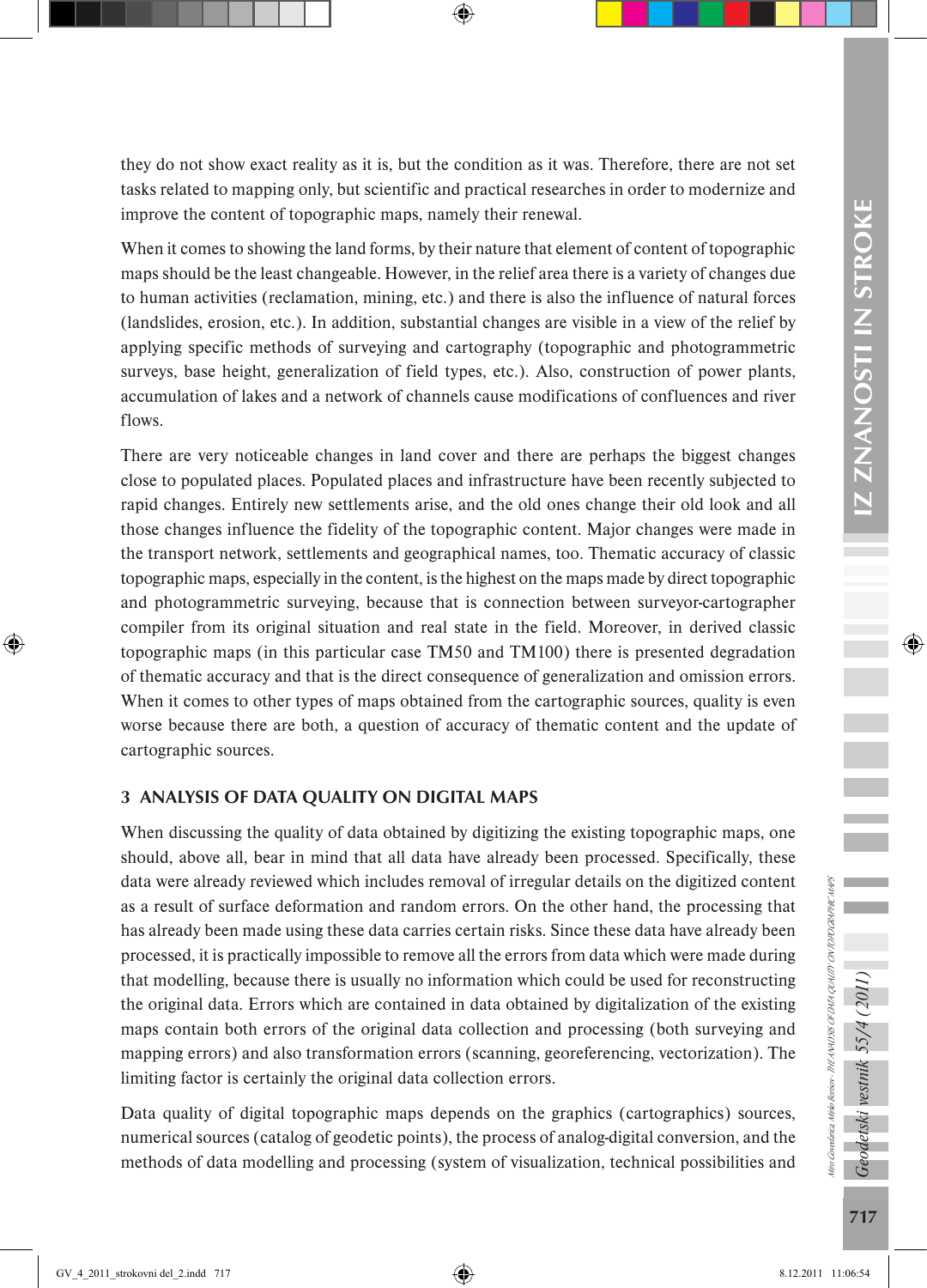they do not show exact reality as it is, but the condition as it was. Therefore, there are not set tasks related to mapping only, but scientific and practical researches in order to modernize and improve the content of topographic maps, namely their renewal.

When it comes to showing the land forms, by their nature that element of content of topographic maps should be the least changeable. However, in the relief area there is a variety of changes due to human activities (reclamation, mining, etc.) and there is also the influence of natural forces (landslides, erosion, etc.). In addition, substantial changes are visible in a view of the relief by applying specific methods of surveying and cartography (topographic and photogrammetric surveys, base height, generalization of field types, etc.). Also, construction of power plants, accumulation of lakes and a network of channels cause modifications of confluences and river flows.

There are very noticeable changes in land cover and there are perhaps the biggest changes close to populated places. Populated places and infrastructure have been recently subjected to rapid changes. Entirely new settlements arise, and the old ones change their old look and all those changes influence the fidelity of the topographic content. Major changes were made in the transport network, settlements and geographical names, too. Thematic accuracy of classic topographic maps, especially in the content, is the highest on the maps made by direct topographic and photogrammetric surveying, because that is connection between surveyor-cartographer compiler from its original situation and real state in the field. Moreover, in derived classic topographic maps (in this particular case TM50 and TM100) there is presented degradation of thematic accuracy and that is the direct consequence of generalization and omission errors. When it comes to other types of maps obtained from the cartographic sources, quality is even worse because there are both, a question of accuracy of thematic content and the update of cartographic sources.

## 3 ANALYSIS OF DATA QUALITY ON DIGITAL MAPS

When discussing the quality of data obtained by digitizing the existing topographic maps, one should, above all, bear in mind that all data have already been processed. Specifically, these data were already reviewed which includes removal of irregular details on the digitized content as a result of surface deformation and random errors. On the other hand, the processing that has already been made using these data carries certain risks. Since these data have already been processed, it is practically impossible to remove all the errors from data which were made during that modelling, because there is usually no information which could be used for reconstructing the original data. Errors which are contained in data obtained by digitalization of the existing maps contain both errors of the original data collection and processing (both surveying and mapping errors) and also transformation errors (scanning, georeferencing, vectorization). The limiting factor is certainly the original data collection errors.

Data quality of digital topographic maps depends on the graphics (cartographics) sources, numerical sources (catalog of geodetic points), the process of analog-digital conversion, and the methods of data modelling and processing (system of visualization, technical possibilities and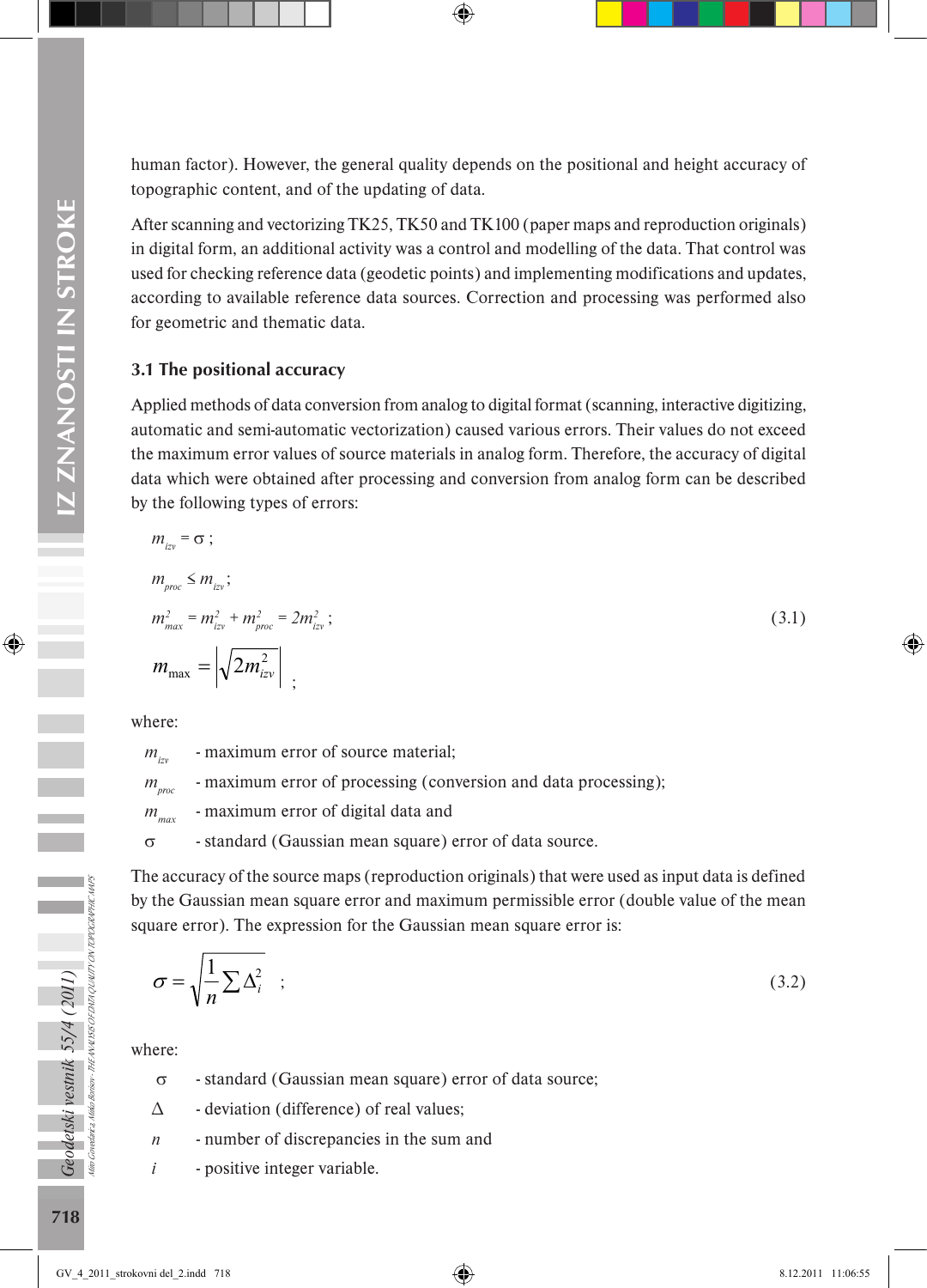human factor). However, the general quality depends on the positional and height accuracy of topographic content, and of the updating of data.

After scanning and vectorizing TK25, TK50 and TK100 (paper maps and reproduction originals) in digital form, an additional activity was a control and modelling of the data. That control was used for checking reference data (geodetic points) and implementing modifications and updates, according to available reference data sources. Correction and processing was performed also for geometric and thematic data.

### 3.1 The positional accuracy

Applied methods of data conversion from analog to digital format (scanning, interactive digitizing, automatic and semi-automatic vectorization) caused various errors. Their values do not exceed the maximum error values of source materials in analog form. Therefore, the accuracy of digital data which were obtained after processing and conversion from analog form can be described by the following types of errors:

$$m_{izv} = \sigma ;$$

$$m_{proc} \leq m_{izv} ;$$

$$m_{max}^2 = m_{izv}^2 + m_{proc}^2 = 2m_{izv}^2 ; \tag{3.1}$$

$$m_{\max} = \left| \sqrt{2m_{izv}^2} \right| ;$$

where:

- $m_{izv}$ - maximum error of source material;
- $m_{proc}$ - maximum error of processing (conversion and data processing);
- $m_{max}$ - maximum error of digital data and
- $\sigma$ - standard (Gaussian mean square) error of data source.

The accuracy of the source maps (reproduction originals) that were used as input data is defined by the Gaussian mean square error and maximum permissible error (double value of the mean square error). The expression for the Gaussian mean square error is:

$$\sigma = \sqrt{\frac{1}{n} \sum \Delta_i^2} ; \tag{3.2}$$

where:

- $\sigma$ - standard (Gaussian mean square) error of data source;
- $\Delta$ - deviation (difference) of real values;
- $n$ - number of discrepancies in the sum and
- $i$ - positive integer variable.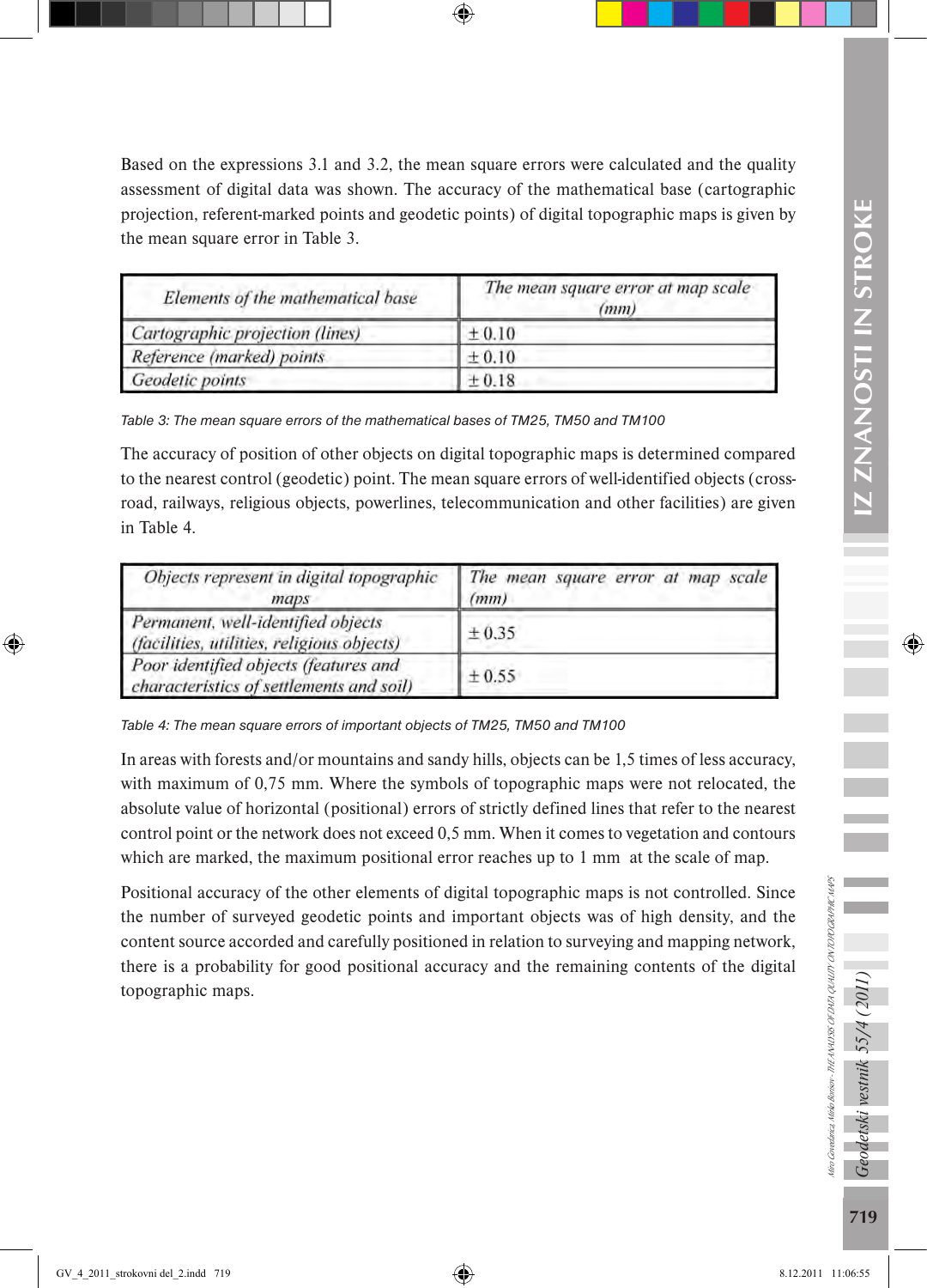Based on the expressions 3.1 and 3.2, the mean square errors were calculated and the quality assessment of digital data was shown. The accuracy of the mathematical base (cartographic projection, referent-marked points and geodetic points) of digital topographic maps is given by the mean square error in Table 3.

| *Elements of the mathematical base* | *The mean square error at map scale (mm)* |
|---|---|
| *Cartographic projection (lines)* | ± 0.10 |
| *Reference (marked) points* | ± 0.10 |
| *Geodetic points* | ± 0.18 |

*Table 3: The mean square errors of the mathematical bases of TM25, TM50 and TM100*

The accuracy of position of other objects on digital topographic maps is determined compared to the nearest control (geodetic) point. The mean square errors of well-identified objects (cross-road, railways, religious objects, powerlines, telecommunication and other facilities) are given in Table 4.

| *Objects represent in digital topographic maps* | *The mean square error at map scale (mm)* |
|---|---|
| *Permanent, well-identified objects (facilities, utilities, religious objects)* | ± 0.35 |
| *Poor identified objects (features and characteristics of settlements and soil)* | ± 0.55 |

*Table 4: The mean square errors of important objects of TM25, TM50 and TM100*

In areas with forests and/or mountains and sandy hills, objects can be 1,5 times of less accuracy, with maximum of 0,75 mm. Where the symbols of topographic maps were not relocated, the absolute value of horizontal (positional) errors of strictly defined lines that refer to the nearest control point or the network does not exceed 0,5 mm. When it comes to vegetation and contours which are marked, the maximum positional error reaches up to 1 mm at the scale of map.

Positional accuracy of the other elements of digital topographic maps is not controlled. Since the number of surveyed geodetic points and important objects was of high density, and the content source accorded and carefully positioned in relation to surveying and mapping network, there is a probability for good positional accuracy and the remaining contents of the digital topographic maps.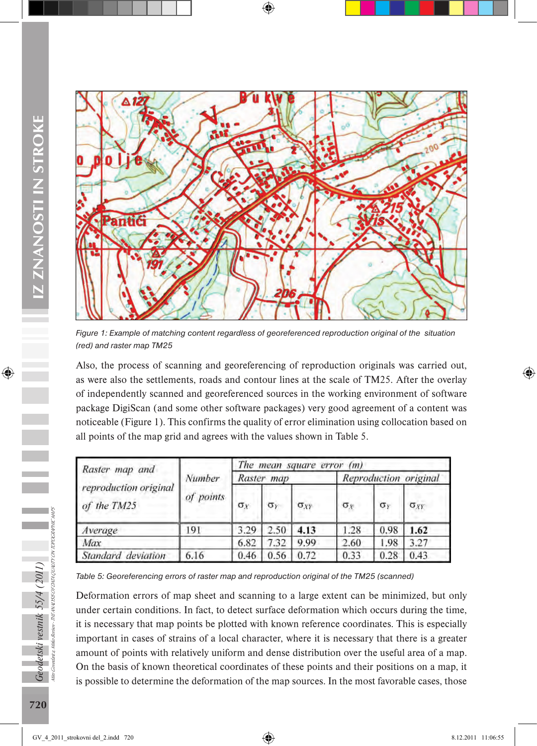*Figure 1: Example of matching content regardless of georeferenced reproduction original of the situation (red) and raster map TM25*

Also, the process of scanning and georeferencing of reproduction originals was carried out, as were also the settlements, roads and contour lines at the scale of TM25. After the overlay of independently scanned and georeferenced sources in the working environment of software package DigiScan (and some other software packages) very good agreement of a content was noticeable (Figure 1). This confirms the quality of error elimination using collocation based on all points of the map grid and agrees with the values shown in Table 5.

| *Raster map and reproduction original of the TM25* | *Number of points* | *The mean square error (m)* | | | | | |
|---|---|---|---|---|---|---|---|
| | | *Raster map* | | | *Reproduction original* | | |
| | | $\sigma_X$ | $\sigma_Y$ | $\sigma_{XY}$ | $\sigma_X$ | $\sigma_Y$ | $\sigma_{XY}$ |
| *Average* | 191 | 3.29 | 2.50 | **4.13** | 1.28 | 0.98 | **1.62** |
| *Max* | | 6.82 | 7.32 | 9.99 | 2.60 | 1.98 | 3.27 |
| *Standard deviation* | 6.16 | 0.46 | 0.56 | 0.72 | 0.33 | 0.28 | 0.43 |

*Table 5: Georeferencing errors of raster map and reproduction original of the TM25 (scanned)*

Deformation errors of map sheet and scanning to a large extent can be minimized, but only under certain conditions. In fact, to detect surface deformation which occurs during the time, it is necessary that map points be plotted with known reference coordinates. This is especially important in cases of strains of a local character, where it is necessary that there is a greater amount of points with relatively uniform and dense distribution over the useful area of a map. On the basis of known theoretical coordinates of these points and their positions on a map, it is possible to determine the deformation of the map sources. In the most favorable cases, those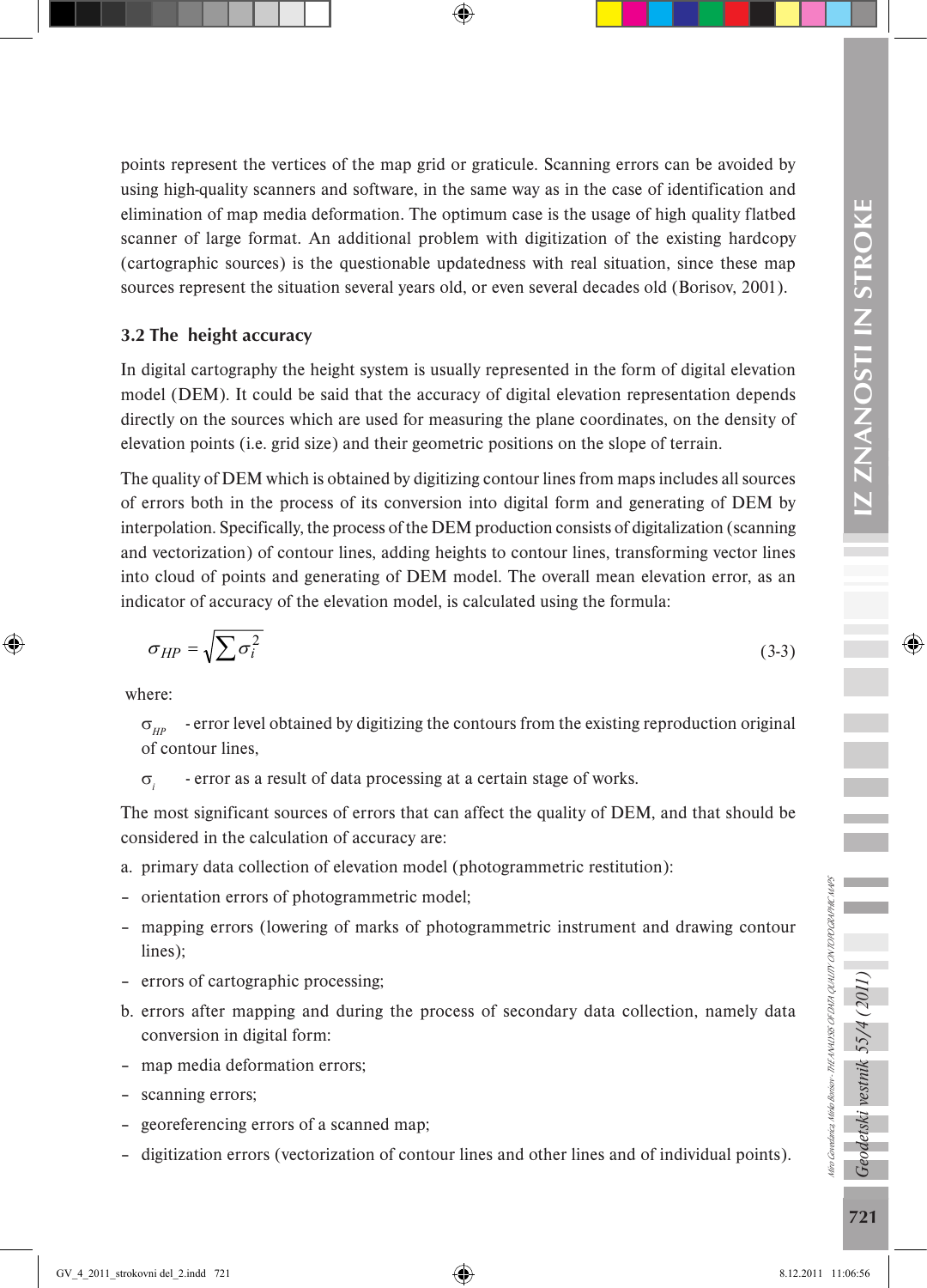points represent the vertices of the map grid or graticule. Scanning errors can be avoided by using high-quality scanners and software, in the same way as in the case of identification and elimination of map media deformation. The optimum case is the usage of high quality flatbed scanner of large format. An additional problem with digitization of the existing hardcopy (cartographic sources) is the questionable updatedness with real situation, since these map sources represent the situation several years old, or even several decades old (Borisov, 2001).

### 3.2 The height accuracy

In digital cartography the height system is usually represented in the form of digital elevation model (DEM). It could be said that the accuracy of digital elevation representation depends directly on the sources which are used for measuring the plane coordinates, on the density of elevation points (i.e. grid size) and their geometric positions on the slope of terrain.

The quality of DEM which is obtained by digitizing contour lines from maps includes all sources of errors both in the process of its conversion into digital form and generating of DEM by interpolation. Specifically, the process of the DEM production consists of digitalization (scanning and vectorization) of contour lines, adding heights to contour lines, transforming vector lines into cloud of points and generating of DEM model. The overall mean elevation error, as an indicator of accuracy of the elevation model, is calculated using the formula:

$$\sigma_{HP} = \sqrt{\sum \sigma_i^2} \qquad (3\text{-}3)$$

where:

$\sigma_{HP}$ - error level obtained by digitizing the contours from the existing reproduction original of contour lines,

$\sigma_i$ - error as a result of data processing at a certain stage of works.

The most significant sources of errors that can affect the quality of DEM, and that should be considered in the calculation of accuracy are:

a. primary data collection of elevation model (photogrammetric restitution):
- orientation errors of photogrammetric model;
- mapping errors (lowering of marks of photogrammetric instrument and drawing contour lines);
- errors of cartographic processing;

b. errors after mapping and during the process of secondary data collection, namely data conversion in digital form:
- map media deformation errors;
- scanning errors;
- georeferencing errors of a scanned map;
- digitization errors (vectorization of contour lines and other lines and of individual points).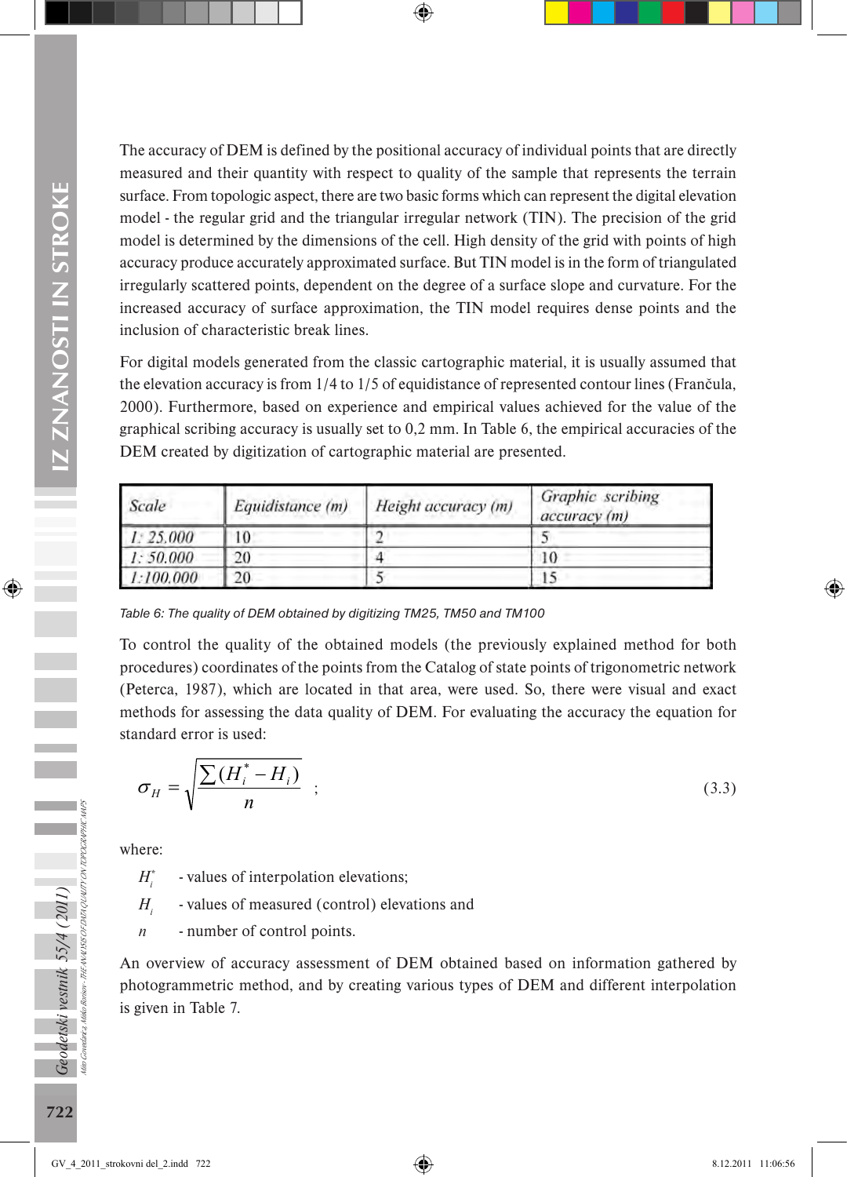The accuracy of DEM is defined by the positional accuracy of individual points that are directly measured and their quantity with respect to quality of the sample that represents the terrain surface. From topologic aspect, there are two basic forms which can represent the digital elevation model - the regular grid and the triangular irregular network (TIN). The precision of the grid model is determined by the dimensions of the cell. High density of the grid with points of high accuracy produce accurately approximated surface. But TIN model is in the form of triangulated irregularly scattered points, dependent on the degree of a surface slope and curvature. For the increased accuracy of surface approximation, the TIN model requires dense points and the inclusion of characteristic break lines.

For digital models generated from the classic cartographic material, it is usually assumed that the elevation accuracy is from 1/4 to 1/5 of equidistance of represented contour lines (Frančula, 2000). Furthermore, based on experience and empirical values achieved for the value of the graphical scribing accuracy is usually set to 0,2 mm. In Table 6, the empirical accuracies of the DEM created by digitization of cartographic material are presented.

| *Scale* | *Equidistance (m)* | *Height accuracy (m)* | *Graphic scribing accuracy (m)* |
|---|---|---|---|
| *1: 25.000* | 10 | 2 | 5 |
| *1: 50.000* | 20 | 4 | 10 |
| *1:100.000* | 20 | 5 | 15 |

*Table 6: The quality of DEM obtained by digitizing TM25, TM50 and TM100*

To control the quality of the obtained models (the previously explained method for both procedures) coordinates of the points from the Catalog of state points of trigonometric network (Peterca, 1987), which are located in that area, were used. So, there were visual and exact methods for assessing the data quality of DEM. For evaluating the accuracy the equation for standard error is used:

$$\sigma_H = \sqrt{\frac{\sum (H_i^* - H_i)}{n}} \quad ; \tag{3.3}$$

where:

- $H_i^*$ - values of interpolation elevations;
- $H_i$ - values of measured (control) elevations and
- $n$ - number of control points.

An overview of accuracy assessment of DEM obtained based on information gathered by photogrammetric method, and by creating various types of DEM and different interpolation is given in Table 7.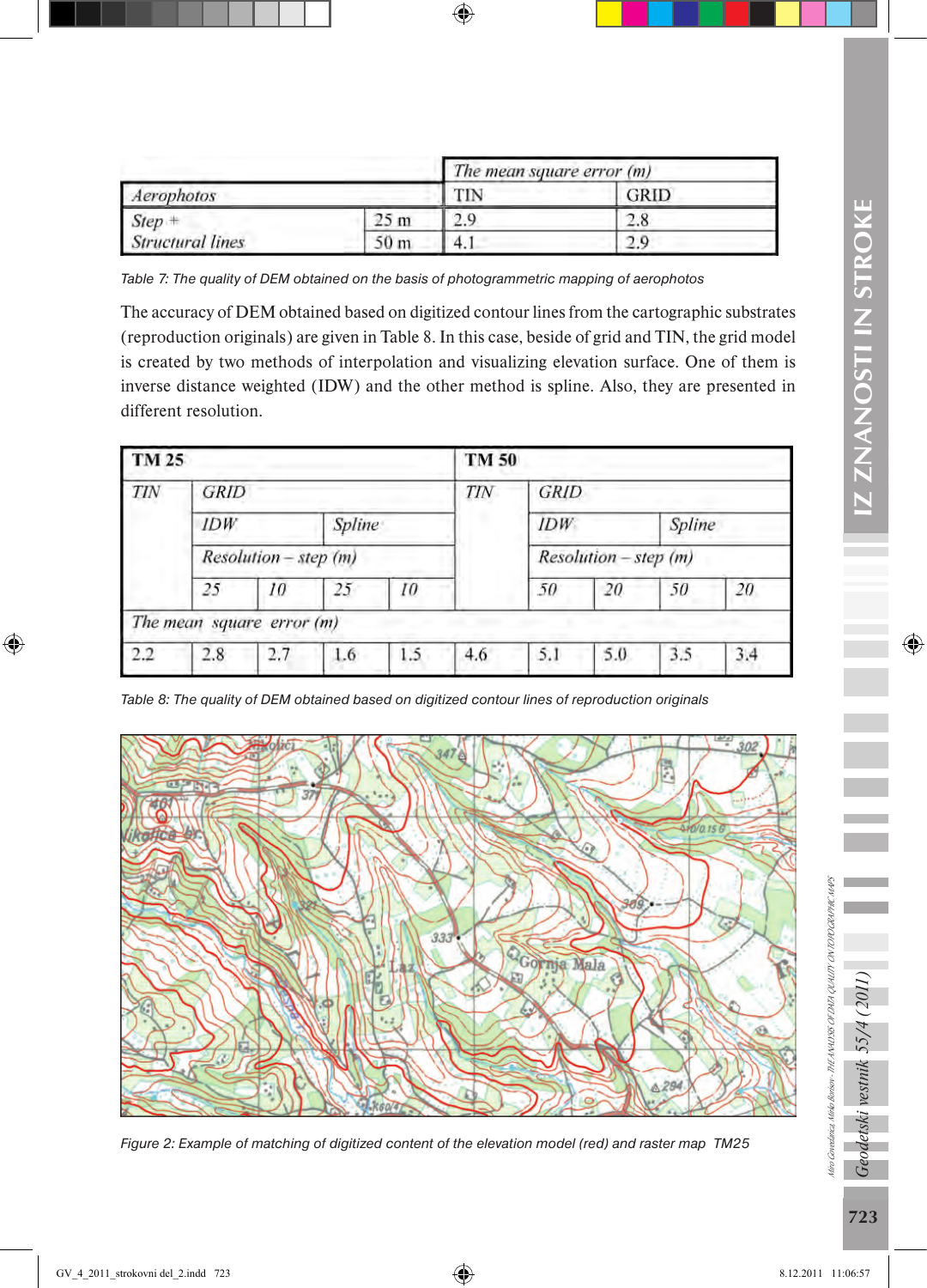| Aerophotos | | The mean square error (m) | |
|---|---|---|---|
| | | TIN | GRID |
| Step + Structural lines | 25 m | 2.9 | 2.8 |
| | 50 m | 4.1 | 2.9 |

*Table 7: The quality of DEM obtained on the basis of photogrammetric mapping of aerophotos*

The accuracy of DEM obtained based on digitized contour lines from the cartographic substrates (reproduction originals) are given in Table 8. In this case, beside of grid and TIN, the grid model is created by two methods of interpolation and visualizing elevation surface. One of them is inverse distance weighted (IDW) and the other method is spline. Also, they are presented in different resolution.

| TM 25 | | | | | TM 50 | | | | |
|---|---|---|---|---|---|---|---|---|---|
| TIN | GRID | | | | TIN | GRID | | | |
| | IDW | | Spline | | | IDW | | Spline | |
| | Resolution – step (m) | | | | | Resolution – step (m) | | | |
| | 25 | 10 | 25 | 10 | | 50 | 20 | 50 | 20 |
| The mean square error (m) | | | | | | | | | |
| 2.2 | 2.8 | 2.7 | 1.6 | 1.5 | 4.6 | 5.1 | 5.0 | 3.5 | 3.4 |

*Table 8: The quality of DEM obtained based on digitized contour lines of reproduction originals*

*Figure 2: Example of matching of digitized content of the elevation model (red) and raster map TM25*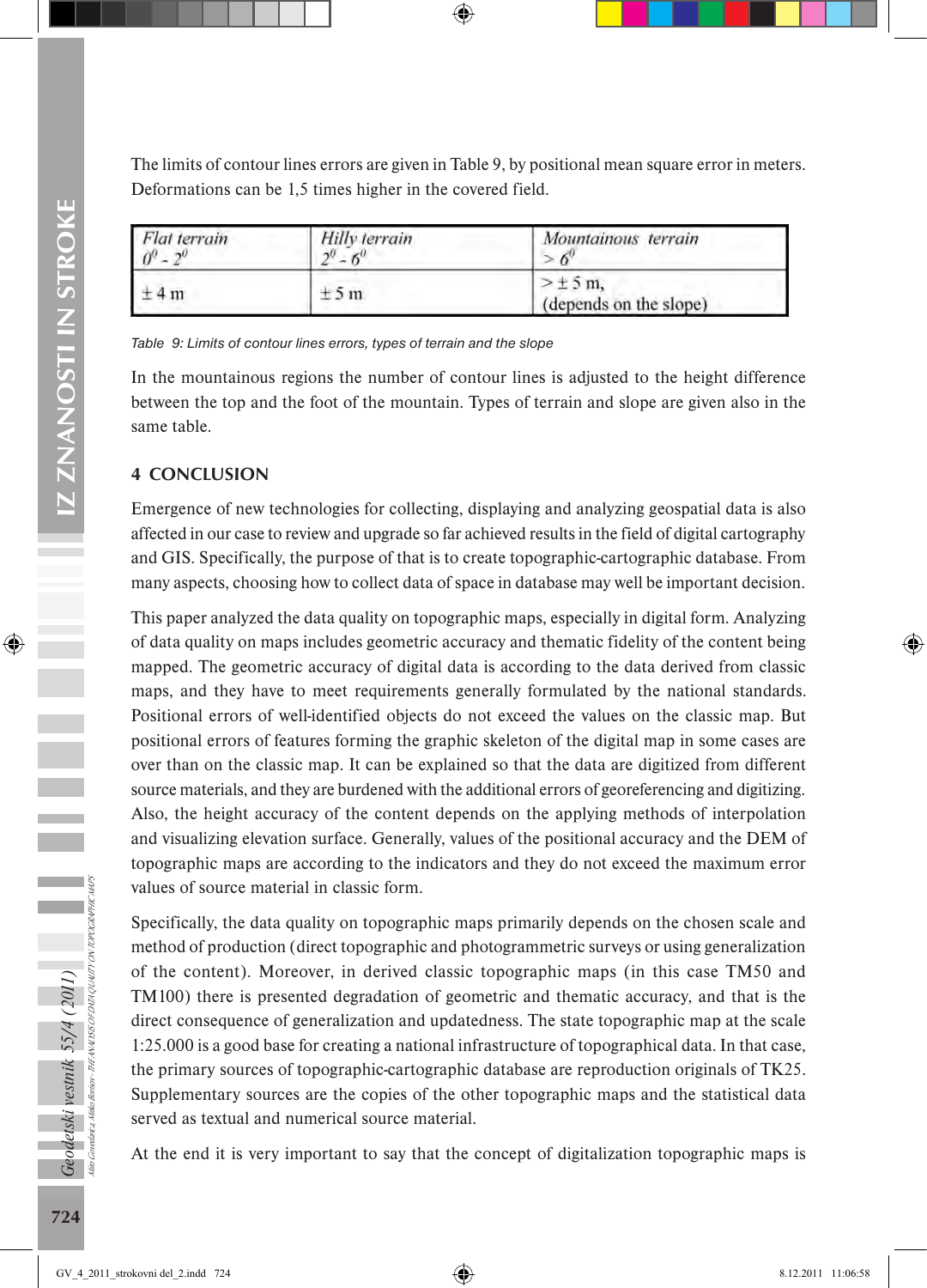The limits of contour lines errors are given in Table 9, by positional mean square error in meters. Deformations can be 1,5 times higher in the covered field.

| *Flat terrain* $0^0$ - $2^0$ | *Hilly terrain* $2^0$ - $6^0$ | *Mountainous terrain* $> 6^0$ |
|---|---|---|
| ± 4 m | ± 5 m | > ± 5 m, (depends on the slope) |

*Table 9: Limits of contour lines errors, types of terrain and the slope*

In the mountainous regions the number of contour lines is adjusted to the height difference between the top and the foot of the mountain. Types of terrain and slope are given also in the same table.

## 4 CONCLUSION

Emergence of new technologies for collecting, displaying and analyzing geospatial data is also affected in our case to review and upgrade so far achieved results in the field of digital cartography and GIS. Specifically, the purpose of that is to create topographic-cartographic database. From many aspects, choosing how to collect data of space in database may well be important decision.

This paper analyzed the data quality on topographic maps, especially in digital form. Analyzing of data quality on maps includes geometric accuracy and thematic fidelity of the content being mapped. The geometric accuracy of digital data is according to the data derived from classic maps, and they have to meet requirements generally formulated by the national standards. Positional errors of well-identified objects do not exceed the values on the classic map. But positional errors of features forming the graphic skeleton of the digital map in some cases are over than on the classic map. It can be explained so that the data are digitized from different source materials, and they are burdened with the additional errors of georeferencing and digitizing. Also, the height accuracy of the content depends on the applying methods of interpolation and visualizing elevation surface. Generally, values of the positional accuracy and the DEM of topographic maps are according to the indicators and they do not exceed the maximum error values of source material in classic form.

Specifically, the data quality on topographic maps primarily depends on the chosen scale and method of production (direct topographic and photogrammetric surveys or using generalization of the content). Moreover, in derived classic topographic maps (in this case TM50 and TM100) there is presented degradation of geometric and thematic accuracy, and that is the direct consequence of generalization and updatedness. The state topographic map at the scale 1:25.000 is a good base for creating a national infrastructure of topographical data. In that case, the primary sources of topographic-cartographic database are reproduction originals of TK25. Supplementary sources are the copies of the other topographic maps and the statistical data served as textual and numerical source material.

At the end it is very important to say that the concept of digitalization topographic maps is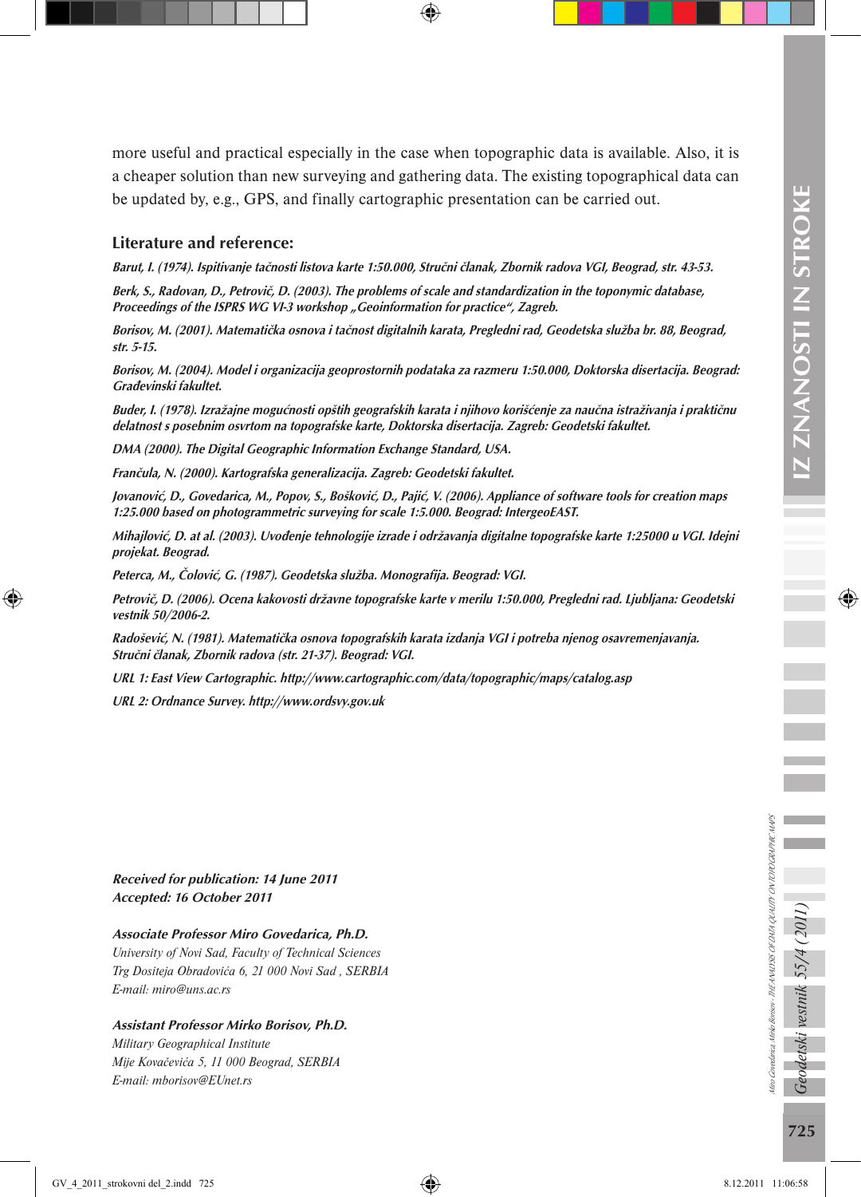more useful and practical especially in the case when topographic data is available. Also, it is a cheaper solution than new surveying and gathering data. The existing topographical data can be updated by, e.g., GPS, and finally cartographic presentation can be carried out.

## Literature and reference:

*Barut, I. (1974). Ispitivanje tačnosti listova karte 1:50.000, Stručni članak, Zbornik radova VGI, Beograd, str. 43-53.*

*Berk, S., Radovan, D., Petrovič, D. (2003). The problems of scale and standardization in the toponymic database, Proceedings of the ISPRS WG VI-3 workshop „Geoinformation for practice", Zagreb.*

*Borisov, M. (2001). Matematička osnova i tačnost digitalnih karata, Pregledni rad, Geodetska služba br. 88, Beograd, str. 5-15.*

*Borisov, M. (2004). Model i organizacija geoprostornih podataka za razmeru 1:50.000, Doktorska disertacija. Beograd: Građevinski fakultet.*

*Buder, I. (1978). Izražajne mogućnosti opštih geografskih karata i njihovo korišćenje za naučna istraživanja i praktičnu delatnost s posebnim osvrtom na topografske karte, Doktorska disertacija. Zagreb: Geodetski fakultet.*

*DMA (2000). The Digital Geographic Information Exchange Standard, USA.*

*Frančula, N. (2000). Kartografska generalizacija. Zagreb: Geodetski fakultet.*

*Jovanović, D., Govedarica, M., Popov, S., Bošković, D., Pajić, V. (2006). Appliance of software tools for creation maps 1:25.000 based on photogrammetric surveying for scale 1:5.000. Beograd: IntergeoEAST.*

*Mihajlović, D. at al. (2003). Uvođenje tehnologije izrade i održavanja digitalne topografske karte 1:25000 u VGI. Idejni projekat. Beograd.*

*Peterca, M., Čolović, G. (1987). Geodetska služba. Monografija. Beograd: VGI.*

*Petrovič, D. (2006). Ocena kakovosti državne topografske karte v merilu 1:50.000, Pregledni rad. Ljubljana: Geodetski vestnik 50/2006-2.*

*Radošević, N. (1981). Matematička osnova topografskih karata izdanja VGI i potreba njenog osavremenjavanja. Stručni članak, Zbornik radova (str. 21-37). Beograd: VGI.*

*URL 1: East View Cartographic. http://www.cartographic.com/data/topographic/maps/catalog.asp*

*URL 2: Ordnance Survey. http://www.ordsvy.gov.uk*

***Received for publication: 14 June 2011***
***Accepted: 16 October 2011***

***Associate Professor Miro Govedarica, Ph.D.***
*University of Novi Sad, Faculty of Technical Sciences*
*Trg Dositeja Obradovića 6, 21 000 Novi Sad , SERBIA*
*E-mail: miro@uns.ac.rs*

***Assistant Professor Mirko Borisov, Ph.D.***
*Military Geographical Institute*
*Mije Kovačevića 5, 11 000 Beograd, SERBIA*
*E-mail: mborisov@EUnet.rs*